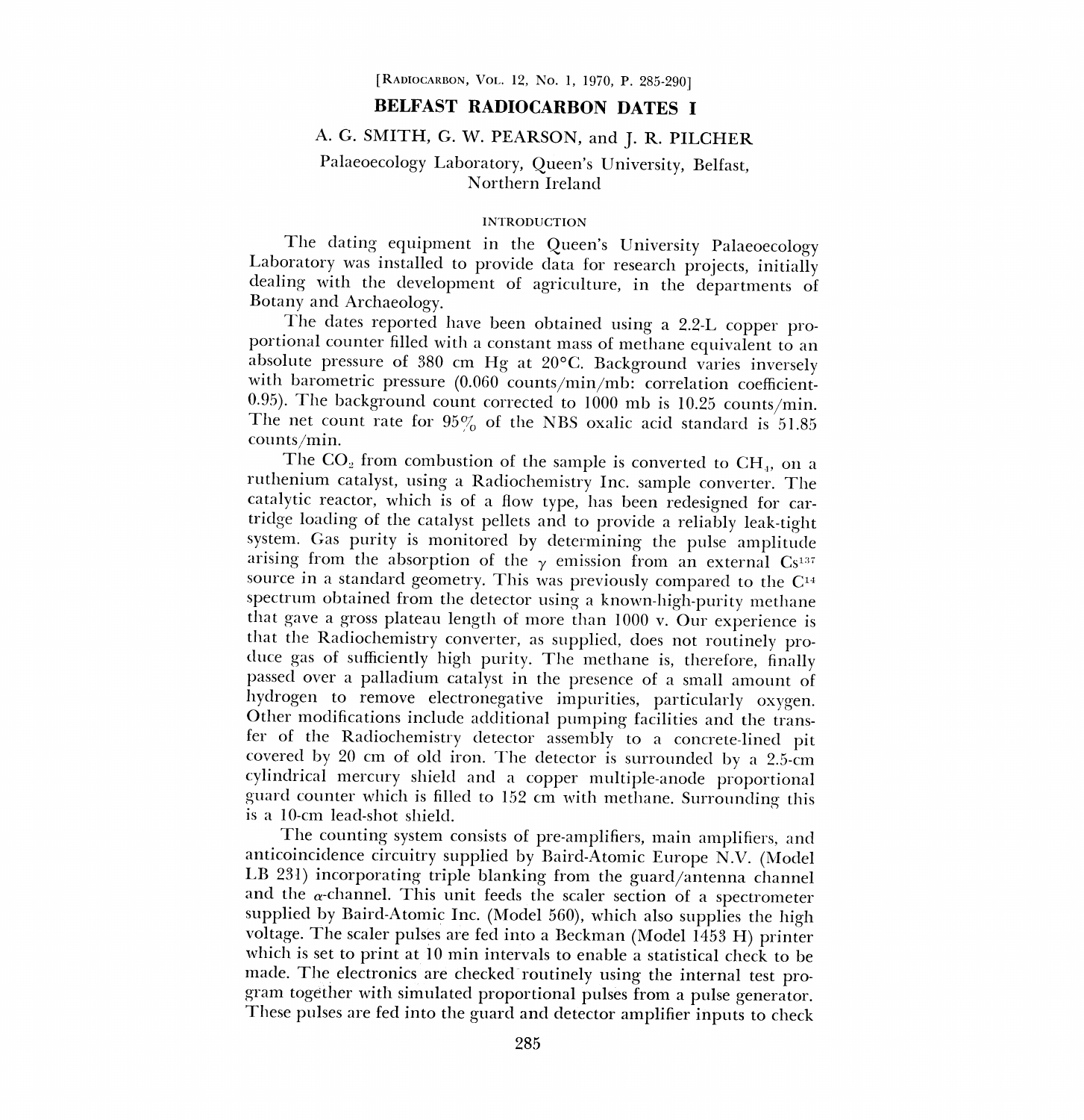# BELFAST RADIOCARBON DATES I

A. G. SMITH, G. W. PEARSON, and J. R. PILCHER

Palaeoecology Laboratory, Queen's University, Belfast, Northern Ireland

## INTRODUCTION

The dating equipment in the Queen's University Palaeoecology Laboratory was installed to provide data for research projects, initially dealing with the development of agriculture, in the departments of Botany and Archaeology.

The dates reported have been obtained using a 2.2-L copper proportional counter filled with a constant mass of methane equivalent to an absolute pressure of 380 cm Hg at 20°C. Background varies inversely with barometric pressure (0.060 counts/min/mb: correlation coefficient-0.95). The background count corrected to 1000 mb is 10.25 counts/min. The net count rate for 95% of the NBS oxalic acid standard is 51.85 counts/min.

The $CO_2$ from combustion of the sample is converted to $CH_4$, on a ruthenium catalyst, using a Radiochemistry Inc. sample converter. The catalytic reactor, which is of a flow type, has been redesigned for cartridge loading of the catalyst pellets and to provide a reliably leak-tight system. Gas purity is monitored by determining the pulse amplitude arising from the absorption of the $\gamma$ emission from an external $Cs^{137}$ source in a standard geometry. This was previously compared to the $C^{14}$ spectrum obtained from the detector using a known-high-purity methane that gave a gross plateau length of more than 1000 v. Our experience is that the Radiochemistry converter, as supplied, does not routinely produce gas of sufficiently high purity. The methane is, therefore, finally passed over a palladium catalyst in the presence of a small amount of hydrogen to remove electronegative impurities, particularly oxygen. Other modifications include additional pumping facilities and the transfer of the Radiochemistry detector assembly to a concrete-lined pit covered by 20 cm of old iron. The detector is surrounded by a 2.5-cm cylindrical mercury shield and a copper multiple-anode proportional guard counter which is filled to 152 cm with methane. Surrounding this is a 10-cm lead-shot shield.

The counting system consists of pre-amplifiers, main amplifiers, and anticoincidence circuitry supplied by Baird-Atomic Europe N.V. (Model LB 231) incorporating triple blanking from the guard/antenna channel and the $\alpha$-channel. This unit feeds the scaler section of a spectrometer supplied by Baird-Atomic Inc. (Model 560), which also supplies the high voltage. The scaler pulses are fed into a Beckman (Model 1453 H) printer which is set to print at 10 min intervals to enable a statistical check to be made. The electronics are checked routinely using the internal test program together with simulated proportional pulses from a pulse generator. These pulses are fed into the guard and detector amplifier inputs to check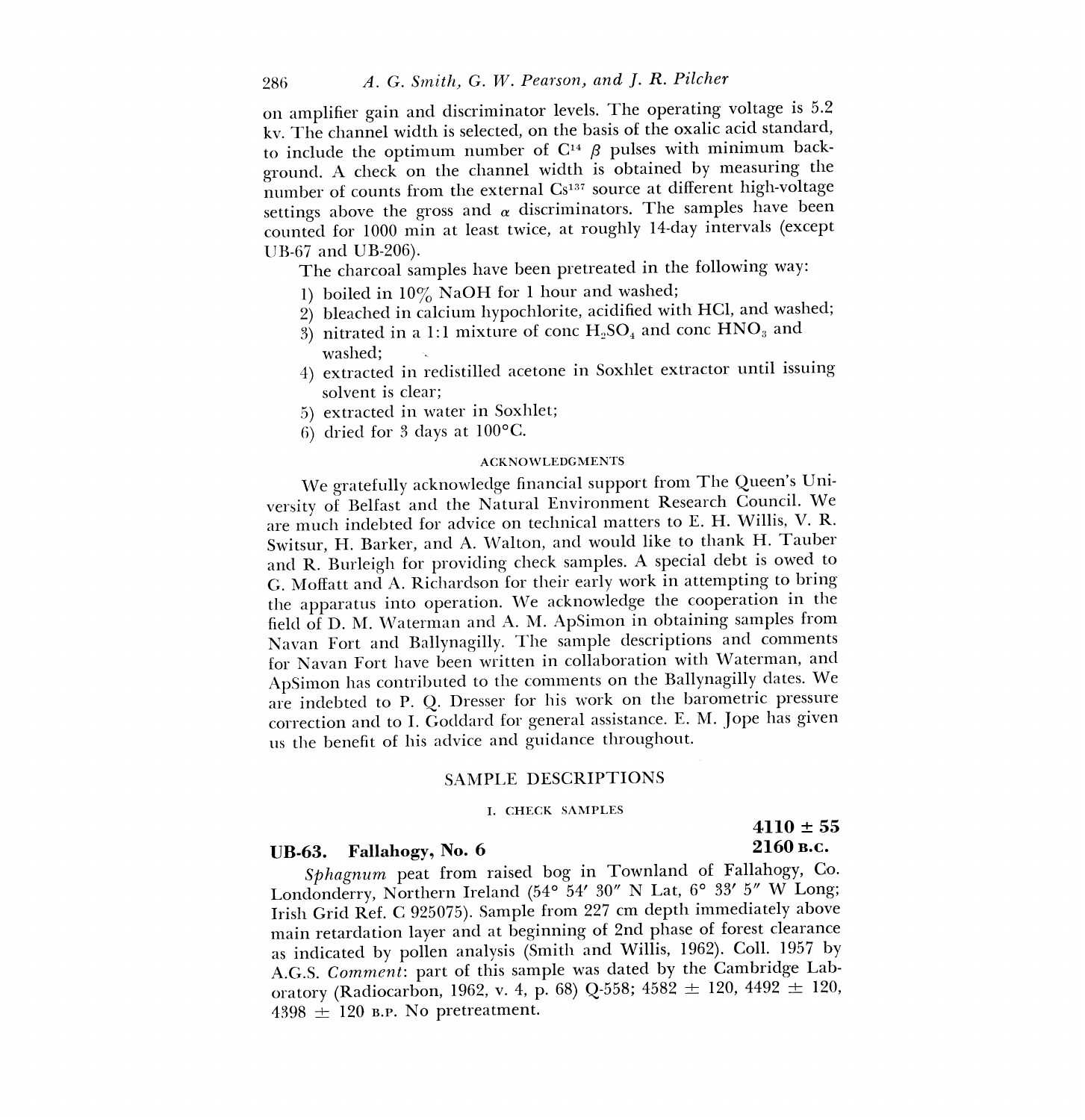on amplifier gain and discriminator levels. The operating voltage is 5.2 kv. The channel width is selected, on the basis of the oxalic acid standard, to include the optimum number of $C^{14}$ $\beta$ pulses with minimum background. A check on the channel width is obtained by measuring the number of counts from the external $Cs^{137}$ source at different high-voltage settings above the gross and $\alpha$ discriminators. The samples have been counted for 1000 min at least twice, at roughly 14-day intervals (except UB-67 and UB-206).

The charcoal samples have been pretreated in the following way:

1) boiled in 10% NaOH for 1 hour and washed;
2) bleached in calcium hypochlorite, acidified with HCl, and washed;
3) nitrated in a 1:1 mixture of conc $H_2SO_4$ and conc $HNO_3$ and washed;
4) extracted in redistilled acetone in Soxhlet extractor until issuing solvent is clear;
5) extracted in water in Soxhlet;
6) dried for 3 days at 100°C.

## ACKNOWLEDGMENTS

We gratefully acknowledge financial support from The Queen's University of Belfast and the Natural Environment Research Council. We are much indebted for advice on technical matters to E. H. Willis, V. R. Switsur, H. Barker, and A. Walton, and would like to thank H. Tauber and R. Burleigh for providing check samples. A special debt is owed to G. Moffatt and A. Richardson for their early work in attempting to bring the apparatus into operation. We acknowledge the cooperation in the field of D. M. Waterman and A. M. ApSimon in obtaining samples from Navan Fort and Ballynagilly. The sample descriptions and comments for Navan Fort have been written in collaboration with Waterman, and ApSimon has contributed to the comments on the Ballynagilly dates. We are indebted to P. Q. Dresser for his work on the barometric pressure correction and to I. Goddard for general assistance. E. M. Jope has given us the benefit of his advice and guidance throughout.

## SAMPLE DESCRIPTIONS

### I. CHECK SAMPLES

**UB-63. Fallahogy, No. 6** — **4110 ± 55**, **2160 B.C.**

*Sphagnum* peat from raised bog in Townland of Fallahogy, Co. Londonderry, Northern Ireland (54° 54′ 30″ N Lat, 6° 33′ 5″ W Long; Irish Grid Ref. C 925075). Sample from 227 cm depth immediately above main retardation layer and at beginning of 2nd phase of forest clearance as indicated by pollen analysis (Smith and Willis, 1962). Coll. 1957 by A.G.S. *Comment*: part of this sample was dated by the Cambridge Laboratory (Radiocarbon, 1962, v. 4, p. 68) Q-558; 4582 ± 120, 4492 ± 120, 4398 ± 120 B.P. No pretreatment.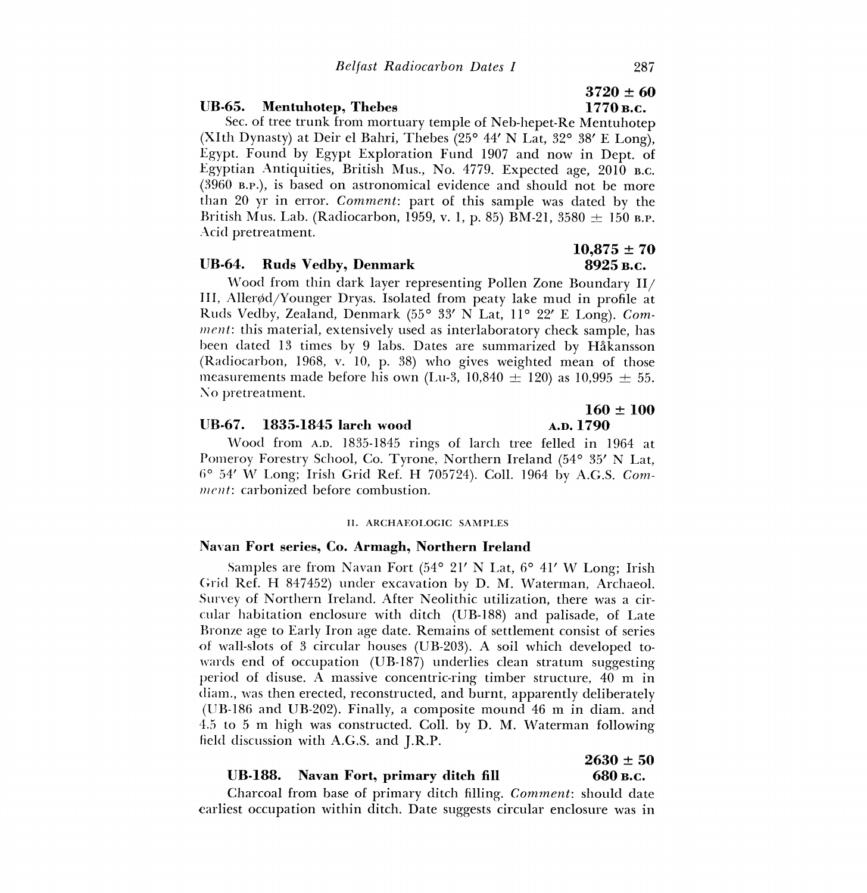**UB-65. Mentuhotep, Thebes** — **3720 ± 60, 1770 B.C.**

Sec. of tree trunk from mortuary temple of Neb-hepet-Re Mentuhotep (XIth Dynasty) at Deir el Bahri, Thebes (25° 44′ N Lat, 32° 38′ E Long), Egypt. Found by Egypt Exploration Fund 1907 and now in Dept. of Egyptian Antiquities, British Mus., No. 4779. Expected age, 2010 B.C. (3960 B.P.), is based on astronomical evidence and should not be more than 20 yr in error. *Comment*: part of this sample was dated by the British Mus. Lab. (Radiocarbon, 1959, v. 1, p. 85) BM-21, 3580 ± 150 B.P. Acid pretreatment.

**UB-64. Ruds Vedby, Denmark** — **10,875 ± 70, 8925 B.C.**

Wood from thin dark layer representing Pollen Zone Boundary II/III, Allerød/Younger Dryas. Isolated from peaty lake mud in profile at Ruds Vedby, Zealand, Denmark (55° 33′ N Lat, 11° 22′ E Long). *Comment*: this material, extensively used as interlaboratory check sample, has been dated 13 times by 9 labs. Dates are summarized by Håkansson (Radiocarbon, 1968, v. 10, p. 38) who gives weighted mean of those measurements made before his own (Lu-3, 10,840 ± 120) as 10,995 ± 55. No pretreatment.

**UB-67. 1835-1845 larch wood** — **160 ± 100, A.D. 1790**

Wood from A.D. 1835-1845 rings of larch tree felled in 1964 at Pomeroy Forestry School, Co. Tyrone, Northern Ireland (54° 35′ N Lat, 6° 54′ W Long; Irish Grid Ref. H 705724). Coll. 1964 by A.G.S. *Comment*: carbonized before combustion.

## II. ARCHAEOLOGIC SAMPLES

### Navan Fort series, Co. Armagh, Northern Ireland

Samples are from Navan Fort (54° 21′ N Lat, 6° 41′ W Long; Irish Grid Ref. H 847452) under excavation by D. M. Waterman, Archaeol. Survey of Northern Ireland. After Neolithic utilization, there was a circular habitation enclosure with ditch (UB-188) and palisade, of Late Bronze age to Early Iron age date. Remains of settlement consist of series of wall-slots of 3 circular houses (UB-203). A soil which developed towards end of occupation (UB-187) underlies clean stratum suggesting period of disuse. A massive concentric-ring timber structure, 40 m in diam., was then erected, reconstructed, and burnt, apparently deliberately (UB-186 and UB-202). Finally, a composite mound 46 m in diam. and 4.5 to 5 m high was constructed. Coll. by D. M. Waterman following field discussion with A.G.S. and J.R.P.

**UB-188. Navan Fort, primary ditch fill** — **2630 ± 50, 680 B.C.**

Charcoal from base of primary ditch filling. *Comment*: should date earliest occupation within ditch. Date suggests circular enclosure was in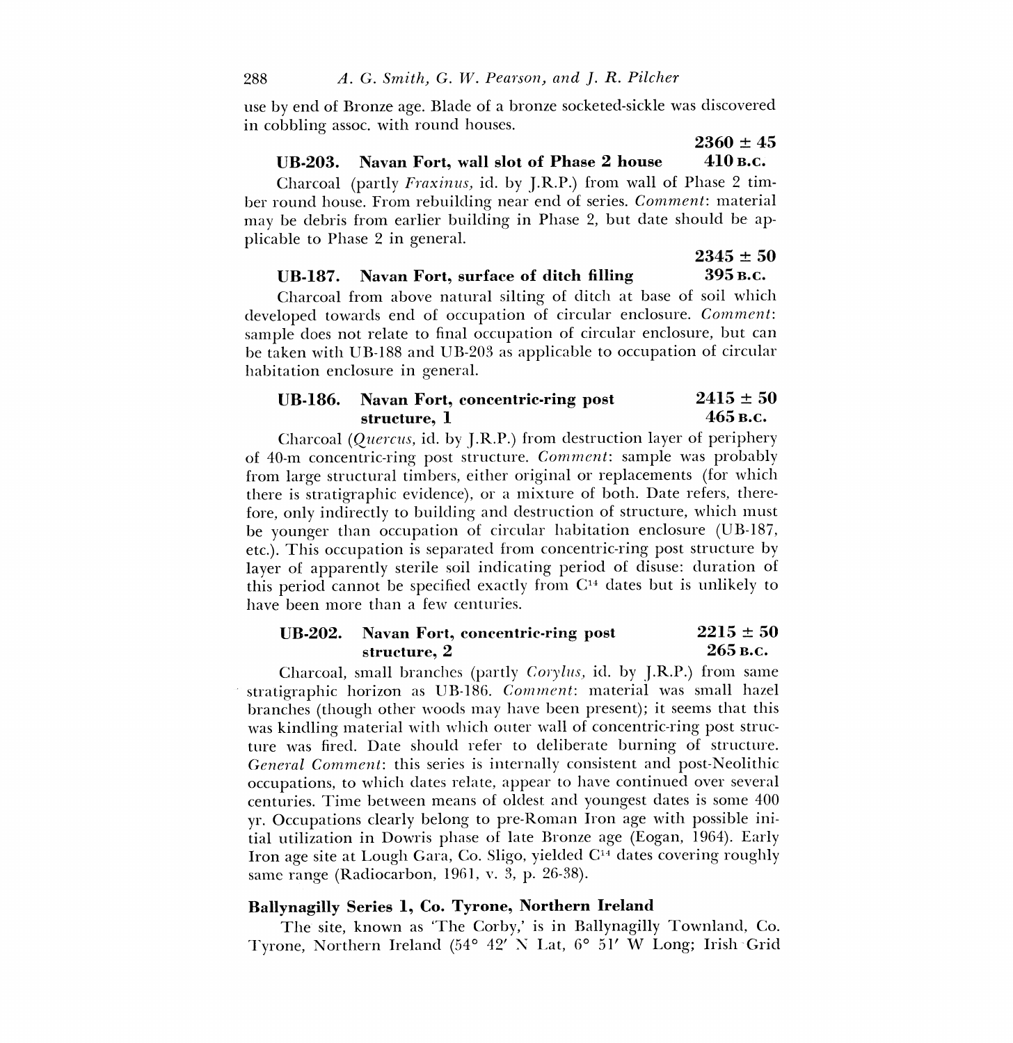use by end of Bronze age. Blade of a bronze socketed-sickle was discovered in cobbling assoc. with round houses.

**UB-203. Navan Fort, wall slot of Phase 2 house** **2360 ± 45** **410 B.C.**

Charcoal (partly *Fraxinus,* id. by J.R.P.) from wall of Phase 2 timber round house. From rebuilding near end of series. *Comment*: material may be debris from earlier building in Phase 2, but date should be applicable to Phase 2 in general.

**UB-187. Navan Fort, surface of ditch filling** **2345 ± 50** **395 B.C.**

Charcoal from above natural silting of ditch at base of soil which developed towards end of occupation of circular enclosure. *Comment*: sample does not relate to final occupation of circular enclosure, but can be taken with UB-188 and UB-203 as applicable to occupation of circular habitation enclosure in general.

**UB-186. Navan Fort, concentric-ring post structure, 1** **2415 ± 50** **465 B.C.**

Charcoal (*Quercus,* id. by J.R.P.) from destruction layer of periphery of 40-m concentric-ring post structure. *Comment*: sample was probably from large structural timbers, either original or replacements (for which there is stratigraphic evidence), or a mixture of both. Date refers, therefore, only indirectly to building and destruction of structure, which must be younger than occupation of circular habitation enclosure (UB-187, etc.). This occupation is separated from concentric-ring post structure by layer of apparently sterile soil indicating period of disuse: duration of this period cannot be specified exactly from $C^{14}$ dates but is unlikely to have been more than a few centuries.

**UB-202. Navan Fort, concentric-ring post structure, 2** **2215 ± 50** **265 B.C.**

Charcoal, small branches (partly *Corylus,* id. by J.R.P.) from same stratigraphic horizon as UB-186. *Comment*: material was small hazel branches (though other woods may have been present); it seems that this was kindling material with which outer wall of concentric-ring post structure was fired. Date should refer to deliberate burning of structure. *General Comment*: this series is internally consistent and post-Neolithic occupations, to which dates relate, appear to have continued over several centuries. Time between means of oldest and youngest dates is some 400 yr. Occupations clearly belong to pre-Roman Iron age with possible initial utilization in Dowris phase of late Bronze age (Eogan, 1964). Early Iron age site at Lough Gara, Co. Sligo, yielded $C^{14}$ dates covering roughly same range (Radiocarbon, 1961, v. 3, p. 26-38).

## Ballynagilly Series 1, Co. Tyrone, Northern Ireland

The site, known as 'The Corby,' is in Ballynagilly Townland, Co. Tyrone, Northern Ireland (54° 42′ N Lat, 6° 51′ W Long; Irish Grid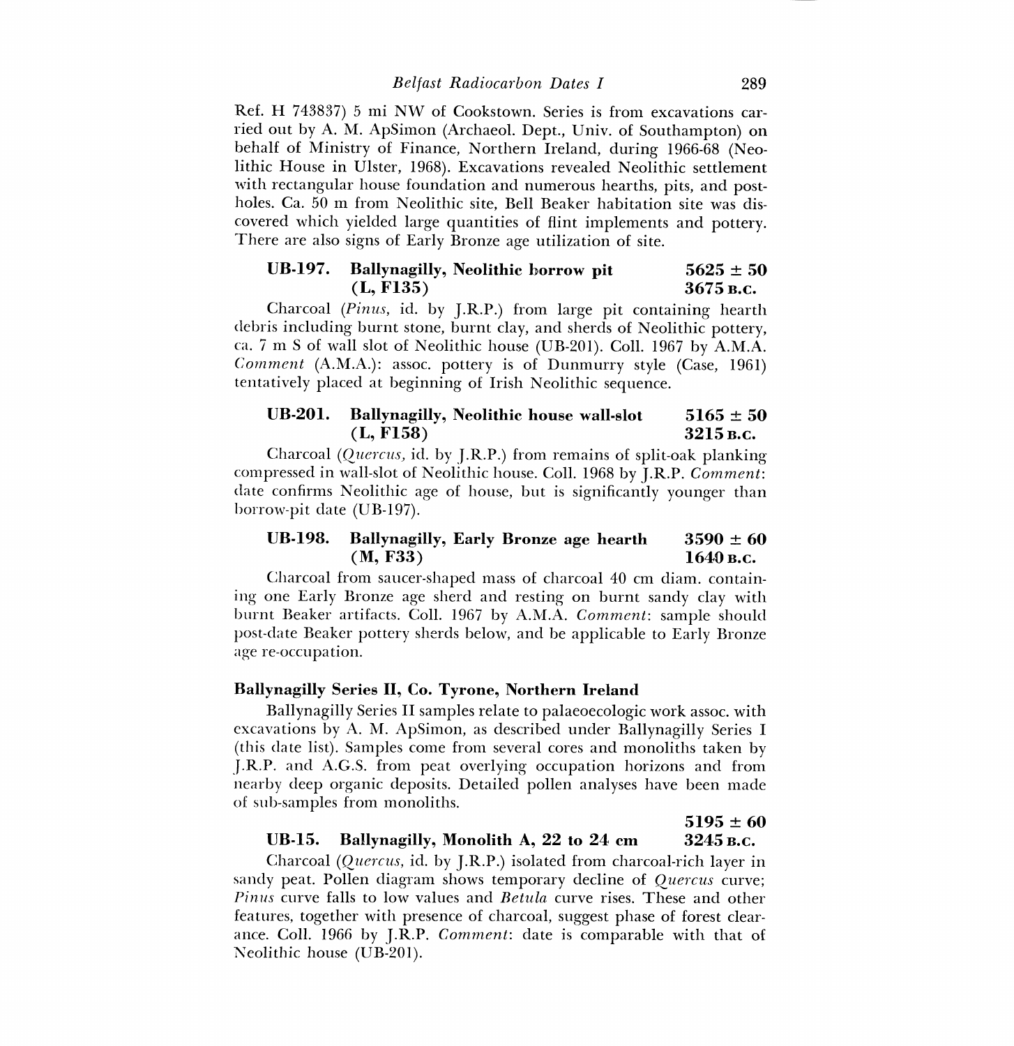Ref. H 743837) 5 mi NW of Cookstown. Series is from excavations carried out by A. M. ApSimon (Archaeol. Dept., Univ. of Southampton) on behalf of Ministry of Finance, Northern Ireland, during 1966-68 (Neolithic House in Ulster, 1968). Excavations revealed Neolithic settlement with rectangular house foundation and numerous hearths, pits, and postholes. Ca. 50 m from Neolithic site, Bell Beaker habitation site was discovered which yielded large quantities of flint implements and pottery. There are also signs of Early Bronze age utilization of site.

**UB-197. Ballynagilly, Neolithic borrow pit (L, F135)** **5625 ± 50** **3675 B.C.**

Charcoal (*Pinus*, id. by J.R.P.) from large pit containing hearth debris including burnt stone, burnt clay, and sherds of Neolithic pottery, ca. 7 m S of wall slot of Neolithic house (UB-201). Coll. 1967 by A.M.A. *Comment* (A.M.A.): assoc. pottery is of Dunmurry style (Case, 1961) tentatively placed at beginning of Irish Neolithic sequence.

**UB-201. Ballynagilly, Neolithic house wall-slot (L, F158)** **5165 ± 50** **3215 B.C.**

Charcoal (*Quercus*, id. by J.R.P.) from remains of split-oak planking compressed in wall-slot of Neolithic house. Coll. 1968 by J.R.P. *Comment*: date confirms Neolithic age of house, but is significantly younger than borrow-pit date (UB-197).

**UB-198. Ballynagilly, Early Bronze age hearth (M, F33)** **3590 ± 60** **1640 B.C.**

Charcoal from saucer-shaped mass of charcoal 40 cm diam. containing one Early Bronze age sherd and resting on burnt sandy clay with burnt Beaker artifacts. Coll. 1967 by A.M.A. *Comment*: sample should post-date Beaker pottery sherds below, and be applicable to Early Bronze age re-occupation.

### Ballynagilly Series II, Co. Tyrone, Northern Ireland

Ballynagilly Series II samples relate to palaeoecologic work assoc. with excavations by A. M. ApSimon, as described under Ballynagilly Series I (this date list). Samples come from several cores and monoliths taken by J.R.P. and A.G.S. from peat overlying occupation horizons and from nearby deep organic deposits. Detailed pollen analyses have been made of sub-samples from monoliths.

**UB-15. Ballynagilly, Monolith A, 22 to 24 cm** **5195 ± 60** **3245 B.C.**

Charcoal (*Quercus*, id. by J.R.P.) isolated from charcoal-rich layer in sandy peat. Pollen diagram shows temporary decline of *Quercus* curve; *Pinus* curve falls to low values and *Betula* curve rises. These and other features, together with presence of charcoal, suggest phase of forest clearance. Coll. 1966 by J.R.P. *Comment*: date is comparable with that of Neolithic house (UB-201).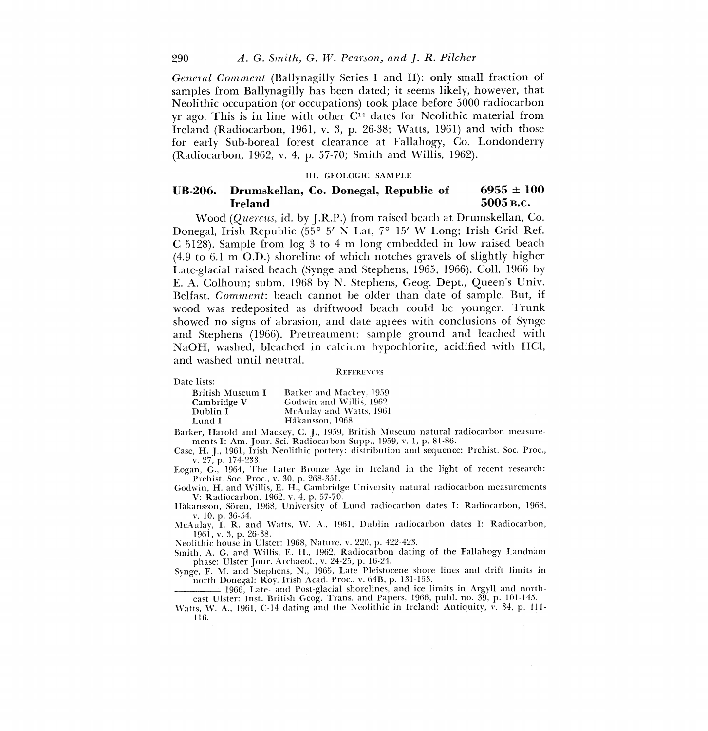*General Comment* (Ballynagilly Series I and II): only small fraction of samples from Ballynagilly has been dated; it seems likely, however, that Neolithic occupation (or occupations) took place before 5000 radiocarbon yr ago. This is in line with other $C^{14}$ dates for Neolithic material from Ireland (Radiocarbon, 1961, v. 3, p. 26-38; Watts, 1961) and with those for early Sub-boreal forest clearance at Fallahogy, Co. Londonderry (Radiocarbon, 1962, v. 4, p. 57-70; Smith and Willis, 1962).

### III. GEOLOGIC SAMPLE

**UB-206. Drumskellan, Co. Donegal, Republic of Ireland** **6955 ± 100**
**5005 B.C.**

Wood (*Quercus*, id. by J.R.P.) from raised beach at Drumskellan, Co. Donegal, Irish Republic (55° 5′ N Lat, 7° 15′ W Long; Irish Grid Ref. C 5128). Sample from log 3 to 4 m long embedded in low raised beach (4.9 to 6.1 m O.D.) shoreline of which notches gravels of slightly higher Late-glacial raised beach (Synge and Stephens, 1965, 1966). Coll. 1966 by E. A. Colhoun; subm. 1968 by N. Stephens, Geog. Dept., Queen's Univ. Belfast. *Comment*: beach cannot be older than date of sample. But, if wood was redeposited as driftwood beach could be younger. Trunk showed no signs of abrasion, and date agrees with conclusions of Synge and Stephens (1966). Pretreatment: sample ground and leached with NaOH, washed, bleached in calcium hypochlorite, acidified with HCl, and washed until neutral.

### REFERENCES

Date lists:

| | |
|---|---|
| British Museum I | Barker and Mackey, 1959 |
| Cambridge V | Godwin and Willis, 1962 |
| Dublin I | McAulay and Watts, 1961 |
| Lund I | Håkansson, 1968 |

Barker, Harold and Mackey, C. J., 1959, British Museum natural radiocarbon measurements I: Am. Jour. Sci. Radiocarbon Supp., 1959, v. 1, p. 81-86.

Case, H. J., 1961, Irish Neolithic pottery: distribution and sequence: Prehist. Soc. Proc., v. 27, p. 174-233.

Eogan, G., 1964, The Later Bronze Age in Ireland in the light of recent research: Prehist. Soc. Proc., v. 30, p. 268-351.

Godwin, H. and Willis, E. H., Cambridge University natural radiocarbon measurements V: Radiocarbon, 1962, v. 4, p. 57-70.

Håkansson, Sören, 1968, University of Lund radiocarbon dates I: Radiocarbon, 1968, v. 10, p. 36-54.

McAulay, I. R. and Watts, W. A., 1961, Dublin radiocarbon dates I: Radiocarbon, 1961, v. 3, p. 26-38.

Neolithic house in Ulster: 1968, Nature, v. 220, p. 422-423.

Smith, A. G. and Willis, E. H., 1962, Radiocarbon dating of the Fallahogy Landnam phase: Ulster Jour. Archaeol., v. 24-25, p. 16-24.

Synge, F. M. and Stephens, N., 1965, Late Pleistocene shore lines and drift limits in north Donegal: Roy. Irish Acad. Proc., v. 64B, p. 131-153.

———— 1966, Late- and Post-glacial shorelines, and ice limits in Argyll and north-east Ulster: Inst. British Geog. Trans. and Papers, 1966, publ. no. 39, p. 101-145.

Watts, W. A., 1961, C-14 dating and the Neolithic in Ireland: Antiquity, v. 34, p. 111-116.